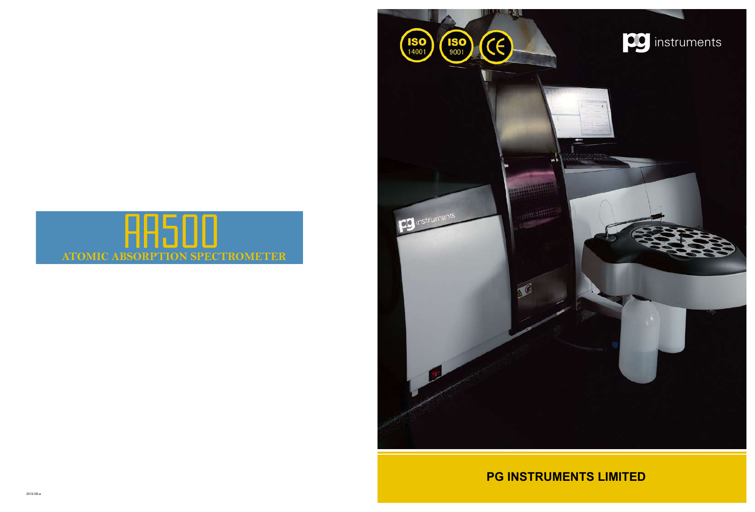# AA500

## ATOMIC ABSORPTION SPECTROMETER

ISO 14001 ISO 9001 CE

pg instruments

PG INSTRUMENTS LIMITED

2012-08-a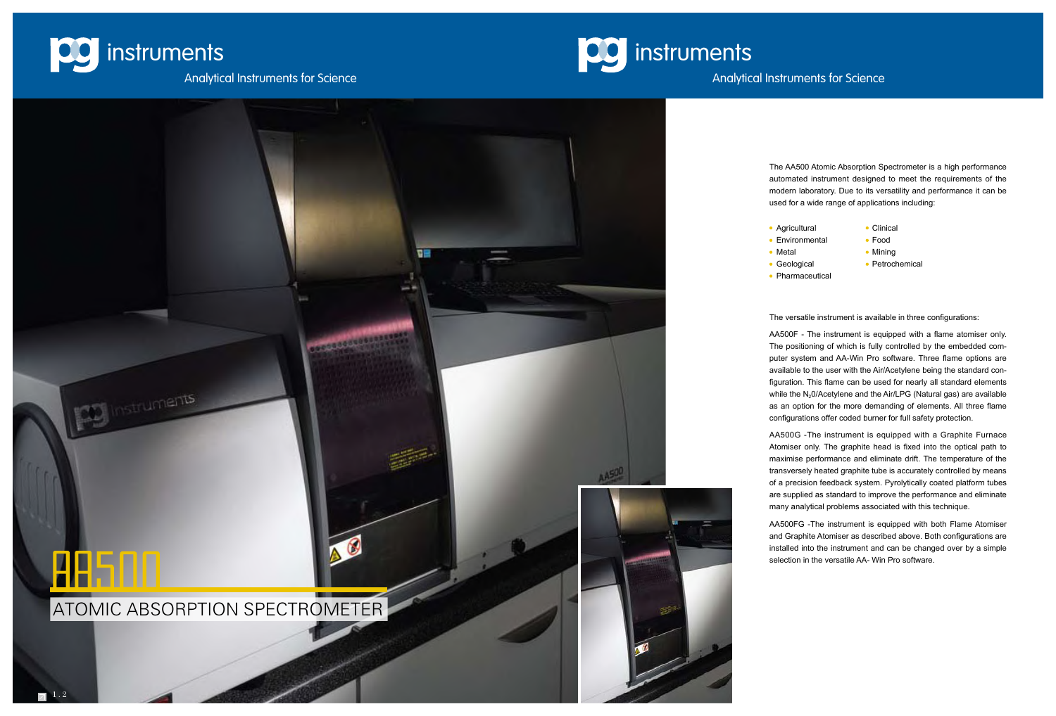# AA500

## ATOMIC ABSORPTION SPECTROMETER

The AA500 Atomic Absorption Spectrometer is a high performance automated instrument designed to meet the requirements of the modern laboratory. Due to its versatility and performance it can be used for a wide range of applications including:

- Agricultural
- Environmental
- Metal
- Geological
- Pharmaceutical
- Clinical
- Food
- Mining
- Petrochemical

The versatile instrument is available in three configurations:

AA500F - The instrument is equipped with a flame atomiser only. The positioning of which is fully controlled by the embedded computer system and AA-Win Pro software. Three flame options are available to the user with the Air/Acetylene being the standard configuration. This flame can be used for nearly all standard elements while the $N_2O$/Acetylene and the Air/LPG (Natural gas) are available as an option for the more demanding of elements. All three flame configurations offer coded burner for full safety protection.

AA500G -The instrument is equipped with a Graphite Furnace Atomiser only. The graphite head is fixed into the optical path to maximise performance and eliminate drift. The temperature of the transversely heated graphite tube is accurately controlled by means of a precision feedback system. Pyrolytically coated platform tubes are supplied as standard to improve the performance and eliminate many analytical problems associated with this technique.

AA500FG -The instrument is equipped with both Flame Atomiser and Graphite Atomiser as described above. Both configurations are installed into the instrument and can be changed over by a simple selection in the versatile AA- Win Pro software.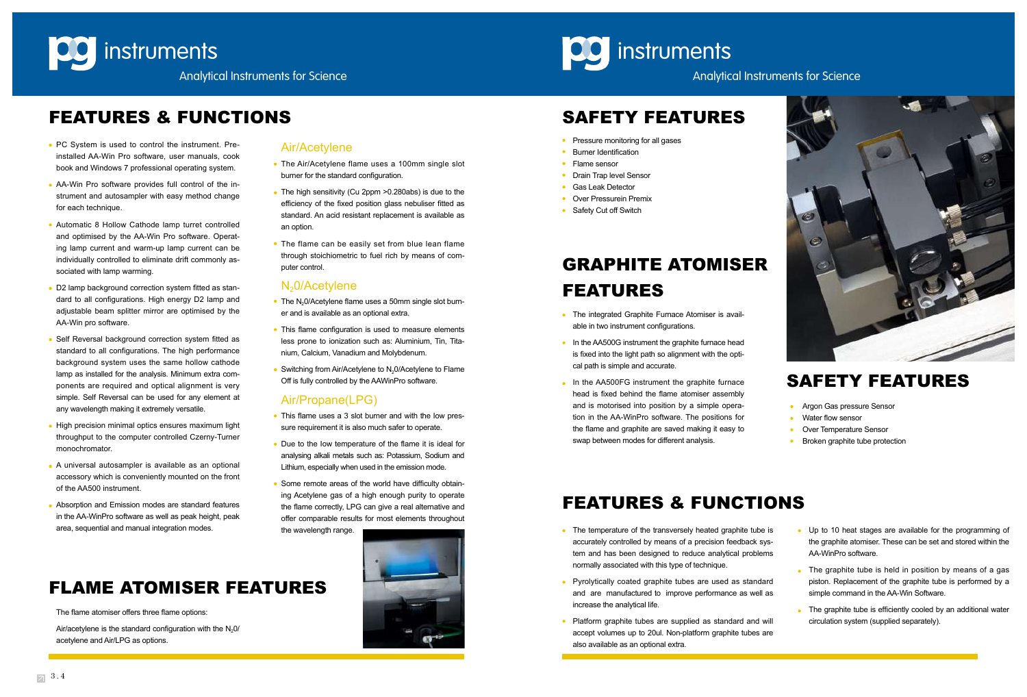# FEATURES & FUNCTIONS

- PC System is used to control the instrument. Pre-installed AA-Win Pro software, user manuals, cook book and Windows 7 professional operating system.
- AA-Win Pro software provides full control of the instrument and autosampler with easy method change for each technique.
- Automatic 8 Hollow Cathode lamp turret controlled and optimised by the AA-Win Pro software. Operating lamp current and warm-up lamp current can be individually controlled to eliminate drift commonly associated with lamp warming.
- D2 lamp background correction system fitted as standard to all configurations. High energy D2 lamp and adjustable beam splitter mirror are optimised by the AA-Win pro software.
- Self Reversal background correction system fitted as standard to all configurations. The high performance background system uses the same hollow cathode lamp as installed for the analysis. Minimum extra components are required and optical alignment is very simple. Self Reversal can be used for any element at any wavelength making it extremely versatile.
- High precision minimal optics ensures maximum light throughput to the computer controlled Czerny-Turner monochromator.
- A universal autosampler is available as an optional accessory which is conveniently mounted on the front of the AA500 instrument.
- Absorption and Emission modes are standard features in the AA-WinPro software as well as peak height, peak area, sequential and manual integration modes.

### Air/Acetylene

- The Air/Acetylene flame uses a 100mm single slot burner for the standard configuration.
- The high sensitivity (Cu 2ppm >0.280abs) is due to the efficiency of the fixed position glass nebuliser fitted as standard. An acid resistant replacement is available as an option.
- The flame can be easily set from blue lean flame through stoichiometric to fuel rich by means of computer control.

### $N_2$0/Acetylene

- The $N_2$0/Acetylene flame uses a 50mm single slot burner and is available as an optional extra.
- This flame configuration is used to measure elements less prone to ionization such as: Aluminium, Tin, Titanium, Calcium, Vanadium and Molybdenum.
- Switching from Air/Acetylene to $N_2$0/Acetylene to Flame Off is fully controlled by the AAWinPro software.

### Air/Propane(LPG)

- This flame uses a 3 slot burner and with the low pressure requirement it is also much safer to operate.
- Due to the low temperature of the flame it is ideal for analysing alkali metals such as: Potassium, Sodium and Lithium, especially when used in the emission mode.
- Some remote areas of the world have difficulty obtaining Acetylene gas of a high enough purity to operate the flame correctly, LPG can give a real alternative and offer comparable results for most elements throughout the wavelength range.

# FLAME ATOMISER FEATURES

The flame atomiser offers three flame options:

Air/acetylene is the standard configuration with the $N_2$0/acetylene and Air/LPG as options.

# SAFETY FEATURES

- Pressure monitoring for all gases
- Burner Identification
- Flame sensor
- Drain Trap level Sensor
- Gas Leak Detector
- Over Pressurein Premix
- Safety Cut off Switch

# GRAPHITE ATOMISER FEATURES

- The integrated Graphite Furnace Atomiser is available in two instrument configurations.
- In the AA500G instrument the graphite furnace head is fixed into the light path so alignment with the optical path is simple and accurate.
- In the AA500FG instrument the graphite furnace head is fixed behind the flame atomiser assembly and is motorised into position by a simple operation in the AA-WinPro software. The positions for the flame and graphite are saved making it easy to swap between modes for different analysis.

# SAFETY FEATURES

- Argon Gas pressure Sensor
- Water flow sensor
- Over Temperature Sensor
- Broken graphite tube protection

# FEATURES & FUNCTIONS

- The temperature of the transversely heated graphite tube is accurately controlled by means of a precision feedback system and has been designed to reduce analytical problems normally associated with this type of technique.
- Pyrolytically coated graphite tubes are used as standard and are manufactured to improve performance as well as increase the analytical life.
- Platform graphite tubes are supplied as standard and will accept volumes up to 20ul. Non-platform graphite tubes are also available as an optional extra.
- Up to 10 heat stages are available for the programming of the graphite atomiser. These can be set and stored within the AA-WinPro software.
- The graphite tube is held in position by means of a gas piston. Replacement of the graphite tube is performed by a simple command in the AA-Win Software.
- The graphite tube is efficiently cooled by an additional water circulation system (supplied separately).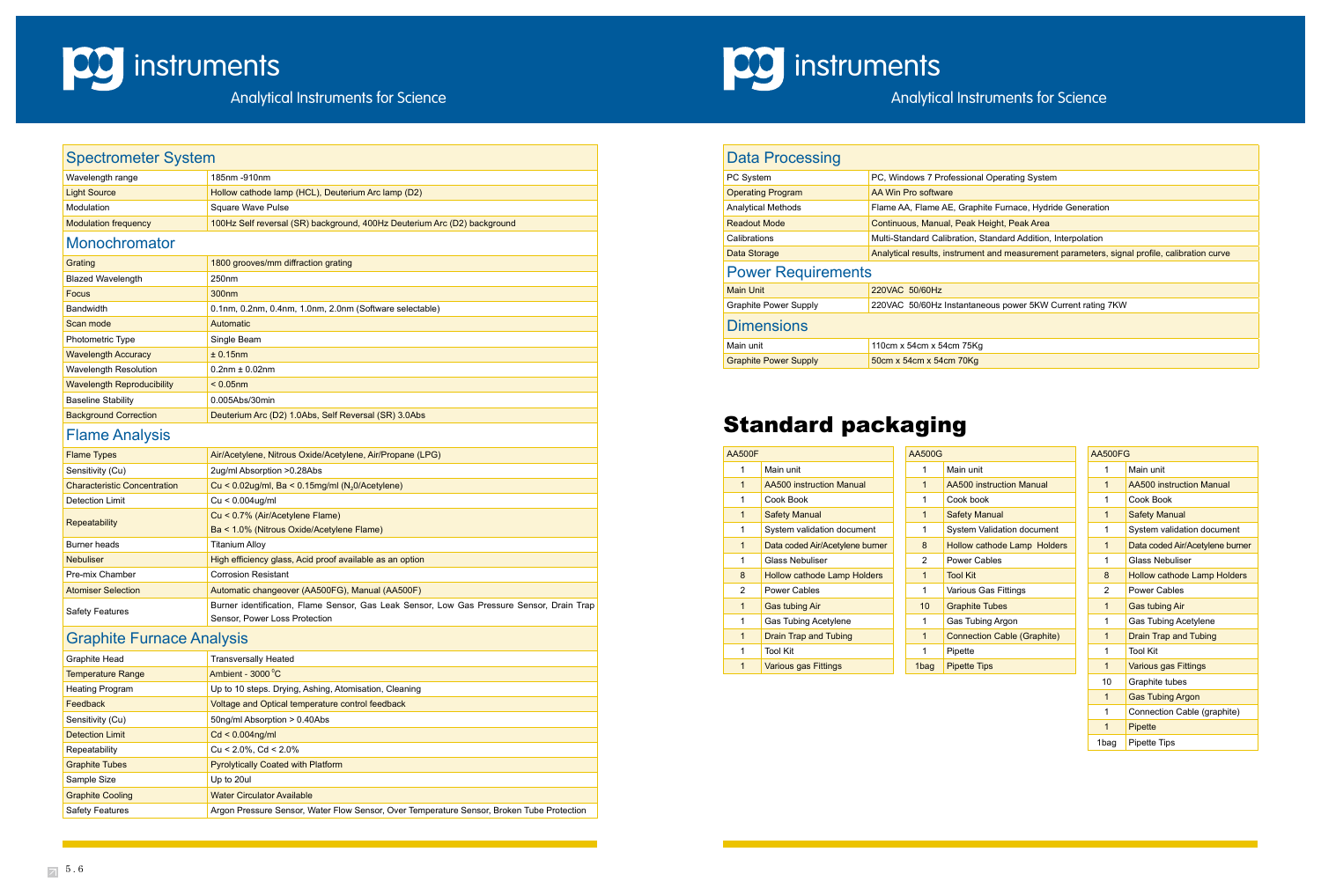# pg instruments

Analytical Instruments for Science

## Spectrometer System

| | |
|---|---|
| Wavelength range | 185nm -910nm |
| Light Source | Hollow cathode lamp (HCL), Deuterium Arc lamp (D2) |
| Modulation | Square Wave Pulse |
| Modulation frequency | 100Hz Self reversal (SR) background, 400Hz Deuterium Arc (D2) background |

## Monochromator

| | |
|---|---|
| Grating | 1800 grooves/mm diffraction grating |
| Blazed Wavelength | 250nm |
| Focus | 300nm |
| Bandwidth | 0.1nm, 0.2nm, 0.4nm, 1.0nm, 2.0nm (Software selectable) |
| Scan mode | Automatic |
| Photometric Type | Single Beam |
| Wavelength Accuracy | ± 0.15nm |
| Wavelength Resolution | 0.2nm ± 0.02nm |
| Wavelength Reproducibility | < 0.05nm |
| Baseline Stability | 0.005Abs/30min |
| Background Correction | Deuterium Arc (D2) 1.0Abs, Self Reversal (SR) 3.0Abs |

## Flame Analysis

| | |
|---|---|
| Flame Types | Air/Acetylene, Nitrous Oxide/Acetylene, Air/Propane (LPG) |
| Sensitivity (Cu) | 2ug/ml Absorption >0.28Abs |
| Characteristic Concentration | Cu < 0.02ug/ml, Ba < 0.15mg/ml ($N_2$0/Acetylene) |
| Detection Limit | Cu < 0.004ug/ml |
| Repeatability | Cu < 0.7% (Air/Acetylene Flame) Ba < 1.0% (Nitrous Oxide/Acetylene Flame) |
| Burner heads | Titanium Alloy |
| Nebuliser | High efficiency glass, Acid proof available as an option |
| Pre-mix Chamber | Corrosion Resistant |
| Atomiser Selection | Automatic changeover (AA500FG), Manual (AA500F) |
| Safety Features | Burner identification, Flame Sensor, Gas Leak Sensor, Low Gas Pressure Sensor, Drain Trap Sensor, Power Loss Protection |

## Graphite Furnace Analysis

| | |
|---|---|
| Graphite Head | Transversally Heated |
| Temperature Range | Ambient - 3000 °C |
| Heating Program | Up to 10 steps. Drying, Ashing, Atomisation, Cleaning |
| Feedback | Voltage and Optical temperature control feedback |
| Sensitivity (Cu) | 50ng/ml Absorption > 0.40Abs |
| Detection Limit | Cd < 0.004ng/ml |
| Repeatability | Cu < 2.0%, Cd < 2.0% |
| Graphite Tubes | Pyrolytically Coated with Platform |
| Sample Size | Up to 20ul |
| Graphite Cooling | Water Circulator Available |
| Safety Features | Argon Pressure Sensor, Water Flow Sensor, Over Temperature Sensor, Broken Tube Protection |

## Data Processing

| | |
|---|---|
| PC System | PC, Windows 7 Professional Operating System |
| Operating Program | AA Win Pro software |
| Analytical Methods | Flame AA, Flame AE, Graphite Furnace, Hydride Generation |
| Readout Mode | Continuous, Manual, Peak Height, Peak Area |
| Calibrations | Multi-Standard Calibration, Standard Addition, Interpolation |
| Data Storage | Analytical results, instrument and measurement parameters, signal profile, calibration curve |

## Power Requirements

| | |
|---|---|
| Main Unit | 220VAC 50/60Hz |
| Graphite Power Supply | 220VAC 50/60Hz Instantaneous power 5KW Current rating 7KW |

## Dimensions

| | |
|---|---|
| Main unit | 110cm x 54cm x 54cm 75Kg |
| Graphite Power Supply | 50cm x 54cm x 54cm 70Kg |

# Standard packaging

| AA500F | |
|---|---|
| 1 | Main unit |
| 1 | AA500 instruction Manual |
| 1 | Cook Book |
| 1 | Safety Manual |
| 1 | System validation document |
| 1 | Data coded Air/Acetylene burner |
| 1 | Glass Nebuliser |
| 8 | Hollow cathode Lamp Holders |
| 2 | Power Cables |
| 1 | Gas tubing Air |
| 1 | Gas Tubing Acetylene |
| 1 | Drain Trap and Tubing |
| 1 | Tool Kit |
| 1 | Various gas Fittings |

| AA500G | |
|---|---|
| 1 | Main unit |
| 1 | AA500 instruction Manual |
| 1 | Cook book |
| 1 | Safety Manual |
| 1 | System Validation document |
| 8 | Hollow cathode Lamp Holders |
| 2 | Power Cables |
| 1 | Tool Kit |
| 1 | Various Gas Fittings |
| 10 | Graphite Tubes |
| 1 | Gas Tubing Argon |
| 1 | Connection Cable (Graphite) |
| 1 | Pipette |
| 1bag | Pipette Tips |

| AA500FG | |
|---|---|
| 1 | Main unit |
| 1 | AA500 instruction Manual |
| 1 | Cook Book |
| 1 | Safety Manual |
| 1 | System validation document |
| 1 | Data coded Air/Acetylene burner |
| 1 | Glass Nebuliser |
| 8 | Hollow cathode Lamp Holders |
| 2 | Power Cables |
| 1 | Gas tubing Air |
| 1 | Gas Tubing Acetylene |
| 1 | Drain Trap and Tubing |
| 1 | Tool Kit |
| 1 | Various gas Fittings |
| 10 | Graphite tubes |
| 1 | Gas Tubing Argon |
| 1 | Connection Cable (graphite) |
| 1 | Pipette |
| 1bag | Pipette Tips |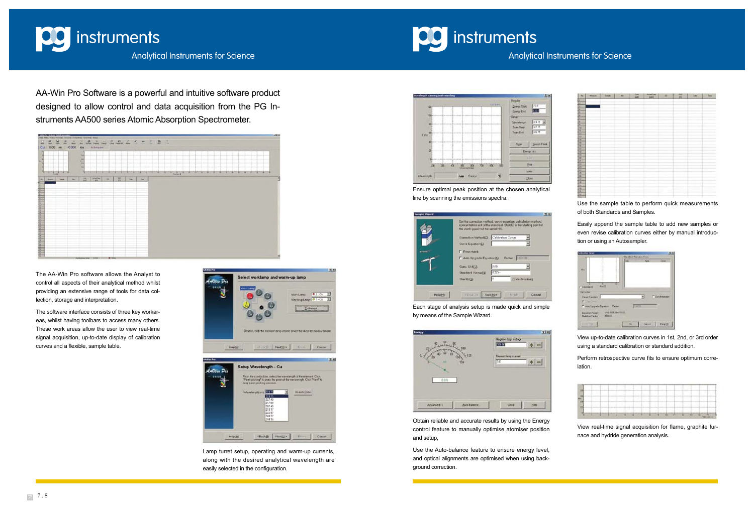AA-Win Pro Software is a powerful and intuitive software product designed to allow control and data acquisition from the PG Instruments AA500 series Atomic Absorption Spectrometer.

The AA-Win Pro software allows the Analyst to control all aspects of their analytical method whilst providing an extensive range of tools for data collection, storage and interpretation.

The software interface consists of three key workareas, whilst having toolbars to access many others. These work areas allow the user to view real-time signal acquisition, up-to-date display of calibration curves and a flexible, sample table.

Lamp turret setup, operating and warm-up currents, along with the desired analytical wavelength are easily selected in the configuration.

Ensure optimal peak position at the chosen analytical line by scanning the emissions spectra.

Each stage of analysis setup is made quick and simple by means of the Sample Wizard.

Obtain reliable and accurate results by using the Energy control feature to manually optimise atomiser position and setup,

Use the Auto-balance feature to ensure energy level, and optical alignments are optimised when using background correction.

Use the sample table to perform quick measurements of both Standards and Samples.

Easily append the sample table to add new samples or even revise calibration curves either by manual introduction or using an Autosampler.

View up-to-date calibration curves in 1st, 2nd, or 3rd order using a standard calibration or standard addition.

Perform retrospective curve fits to ensure optimum correlation.

View real-time signal acquisition for flame, graphite furnace and hydride generation analysis.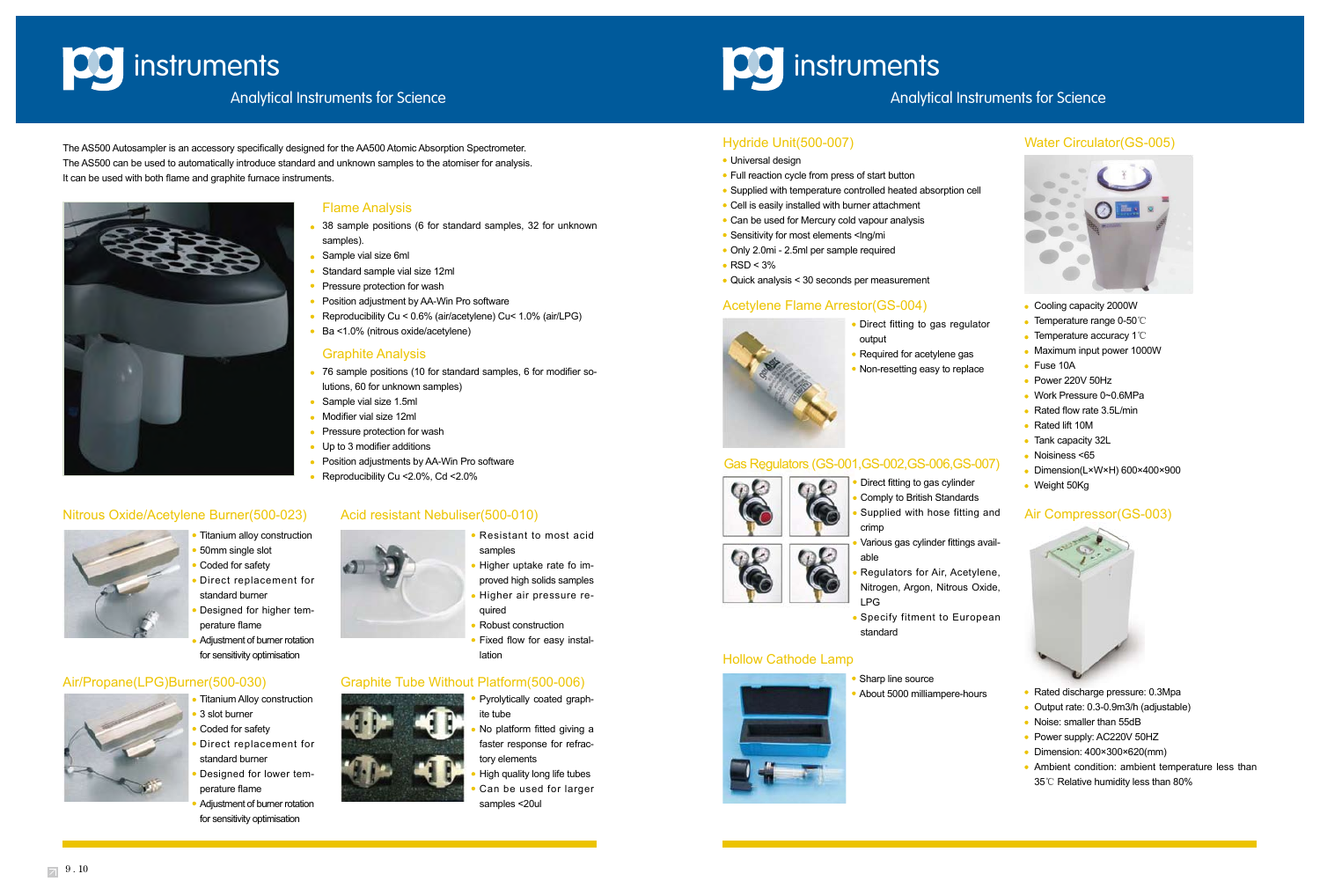# pg instruments

Analytical Instruments for Science

The AS500 Autosampler is an accessory specifically designed for the AA500 Atomic Absorption Spectrometer.
The AS500 can be used to automatically introduce standard and unknown samples to the atomiser for analysis.
It can be used with both flame and graphite furnace instruments.

## Flame Analysis

- 38 sample positions (6 for standard samples, 32 for unknown samples).
- Sample vial size 6ml
- Standard sample vial size 12ml
- Pressure protection for wash
- Position adjustment by AA-Win Pro software
- Reproducibility Cu < 0.6% (air/acetylene) Cu< 1.0% (air/LPG)
- Ba <1.0% (nitrous oxide/acetylene)

## Graphite Analysis

- 76 sample positions (10 for standard samples, 6 for modifier solutions, 60 for unknown samples)
- Sample vial size 1.5ml
- Modifier vial size 12ml
- Pressure protection for wash
- Up to 3 modifier additions
- Position adjustments by AA-Win Pro software
- Reproducibility Cu <2.0%, Cd <2.0%

## Nitrous Oxide/Acetylene Burner(500-023)

- Titanium alloy construction
- 50mm single slot
- Coded for safety
- Direct replacement for standard burner
- Designed for higher temperature flame
- Adjustment of burner rotation for sensitivity optimisation

## Acid resistant Nebuliser(500-010)

- Resistant to most acid samples
- Higher uptake rate fo improved high solids samples
- Higher air pressure required
- Robust construction
- Fixed flow for easy installation

## Air/Propane(LPG)Burner(500-030)

- Titanium Alloy construction
- 3 slot burner
- Coded for safety
- Direct replacement for standard burner
- Designed for lower temperature flame
- Adjustment of burner rotation for sensitivity optimisation

## Graphite Tube Without Platform(500-006)

- Pyrolytically coated graphite tube
- No platform fitted giving a faster response for refractory elements
- High quality long life tubes
- Can be used for larger samples <20ul

# pg instruments

Analytical Instruments for Science

## Hydride Unit(500-007)

- Universal design
- Full reaction cycle from press of start button
- Supplied with temperature controlled heated absorption cell
- Cell is easily installed with burner attachment
- Can be used for Mercury cold vapour analysis
- Sensitivity for most elements <lng/mi
- Only 2.0mi - 2.5ml per sample required
- RSD < 3%
- Quick analysis < 30 seconds per measurement

## Acetylene Flame Arrestor(GS-004)

- Direct fitting to gas regulator output
- Required for acetylene gas
- Non-resetting easy to replace

## Gas Regulators (GS-001,GS-002,GS-006,GS-007)

- Direct fitting to gas cylinder
- Comply to British Standards
- Supplied with hose fitting and crimp
- Various gas cylinder fittings available
- Regulators for Air, Acetylene, Nitrogen, Argon, Nitrous Oxide, LPG
- Specify fitment to European standard

## Hollow Cathode Lamp

- Sharp line source
- About 5000 milliampere-hours

## Water Circulator(GS-005)

- Cooling capacity 2000W
- Temperature range 0-50℃
- Temperature accuracy 1℃
- Maximum input power 1000W
- Fuse 10A
- Power 220V 50Hz
- Work Pressure 0~0.6MPa
- Rated flow rate 3.5L/min
- Rated lift 10M
- Tank capacity 32L
- Noisiness <65
- Dimension(L×W×H) 600×400×900
- Weight 50Kg

## Air Compressor(GS-003)

- Rated discharge pressure: 0.3Mpa
- Output rate: 0.3-0.9m3/h (adjustable)
- Noise: smaller than 55dB
- Power supply: AC220V 50HZ
- Dimension: 400×300×620(mm)
- Ambient condition: ambient temperature less than 35℃ Relative humidity less than 80%